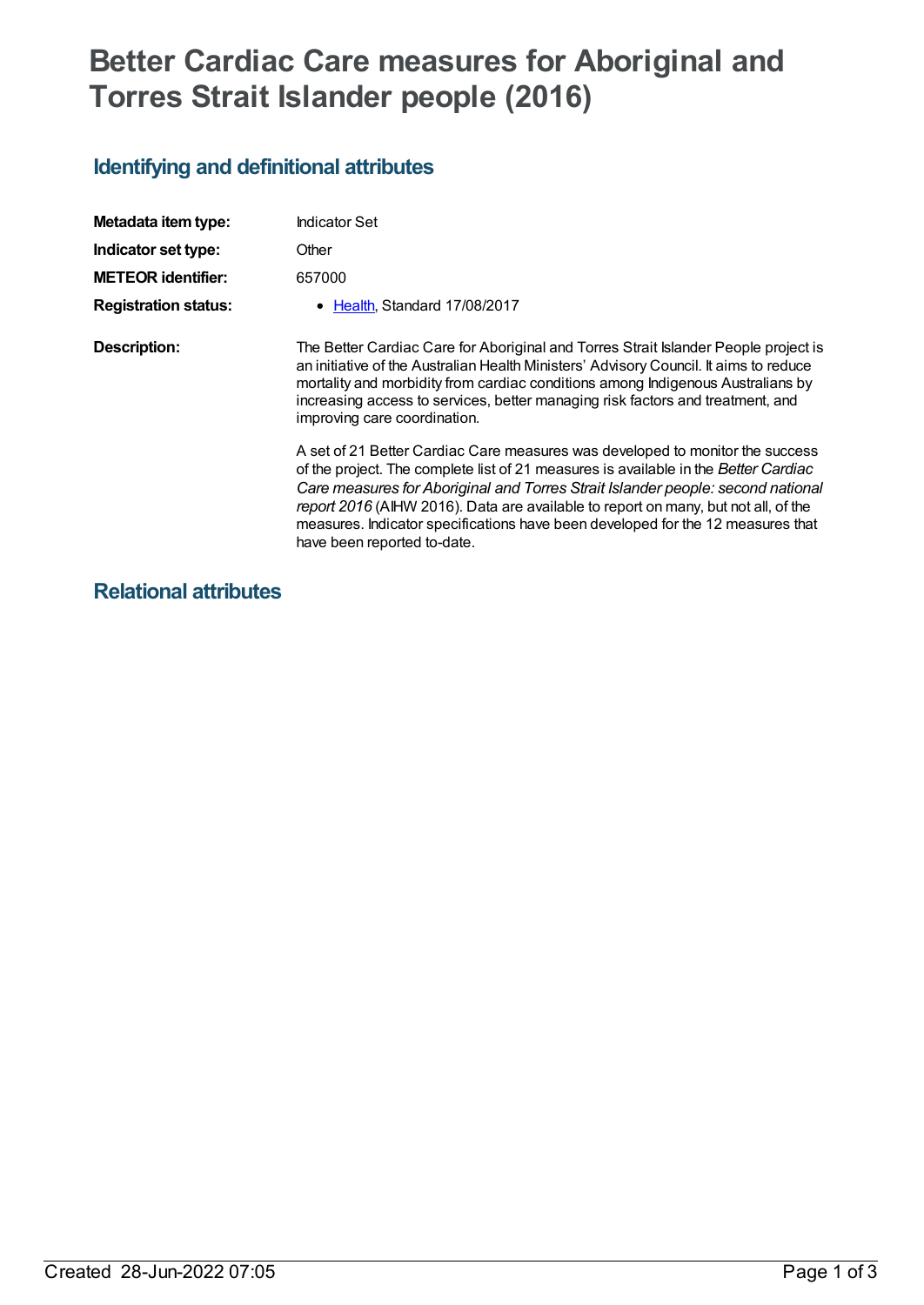# Better Cardiac Care measures for Aboriginal and Torres Strait Islander people (2016)

## Identifying and definitional attributes

| | |
|---|---|
| **Metadata item type:** | Indicator Set |
| **Indicator set type:** | Other |
| **METEOR identifier:** | 657000 |
| **Registration status:** | • Health, Standard 17/08/2017 |
| **Description:** | The Better Cardiac Care for Aboriginal and Torres Strait Islander People project is an initiative of the Australian Health Ministers' Advisory Council. It aims to reduce mortality and morbidity from cardiac conditions among Indigenous Australians by increasing access to services, better managing risk factors and treatment, and improving care coordination.<br><br>A set of 21 Better Cardiac Care measures was developed to monitor the success of the project. The complete list of 21 measures is available in the *Better Cardiac Care measures for Aboriginal and Torres Strait Islander people: second national report 2016* (AIHW 2016). Data are available to report on many, but not all, of the measures. Indicator specifications have been developed for the 12 measures that have been reported to-date. |

## Relational attributes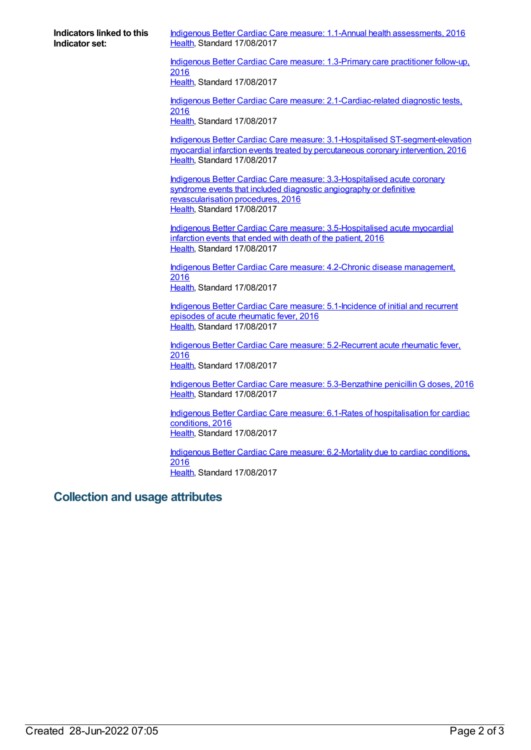**Indicators linked to this Indicator set:**

Indigenous Better Cardiac Care measure: 1.1-Annual health assessments, 2016
Health, Standard 17/08/2017

Indigenous Better Cardiac Care measure: 1.3-Primary care practitioner follow-up, 2016
Health, Standard 17/08/2017

Indigenous Better Cardiac Care measure: 2.1-Cardiac-related diagnostic tests, 2016
Health, Standard 17/08/2017

Indigenous Better Cardiac Care measure: 3.1-Hospitalised ST-segment-elevation myocardial infarction events treated by percutaneous coronary intervention, 2016
Health, Standard 17/08/2017

Indigenous Better Cardiac Care measure: 3.3-Hospitalised acute coronary syndrome events that included diagnostic angiography or definitive revascularisation procedures, 2016
Health, Standard 17/08/2017

Indigenous Better Cardiac Care measure: 3.5-Hospitalised acute myocardial infarction events that ended with death of the patient, 2016
Health, Standard 17/08/2017

Indigenous Better Cardiac Care measure: 4.2-Chronic disease management, 2016
Health, Standard 17/08/2017

Indigenous Better Cardiac Care measure: 5.1-Incidence of initial and recurrent episodes of acute rheumatic fever, 2016
Health, Standard 17/08/2017

Indigenous Better Cardiac Care measure: 5.2-Recurrent acute rheumatic fever, 2016
Health, Standard 17/08/2017

Indigenous Better Cardiac Care measure: 5.3-Benzathine penicillin G doses, 2016
Health, Standard 17/08/2017

Indigenous Better Cardiac Care measure: 6.1-Rates of hospitalisation for cardiac conditions, 2016
Health, Standard 17/08/2017

Indigenous Better Cardiac Care measure: 6.2-Mortality due to cardiac conditions, 2016
Health, Standard 17/08/2017

## Collection and usage attributes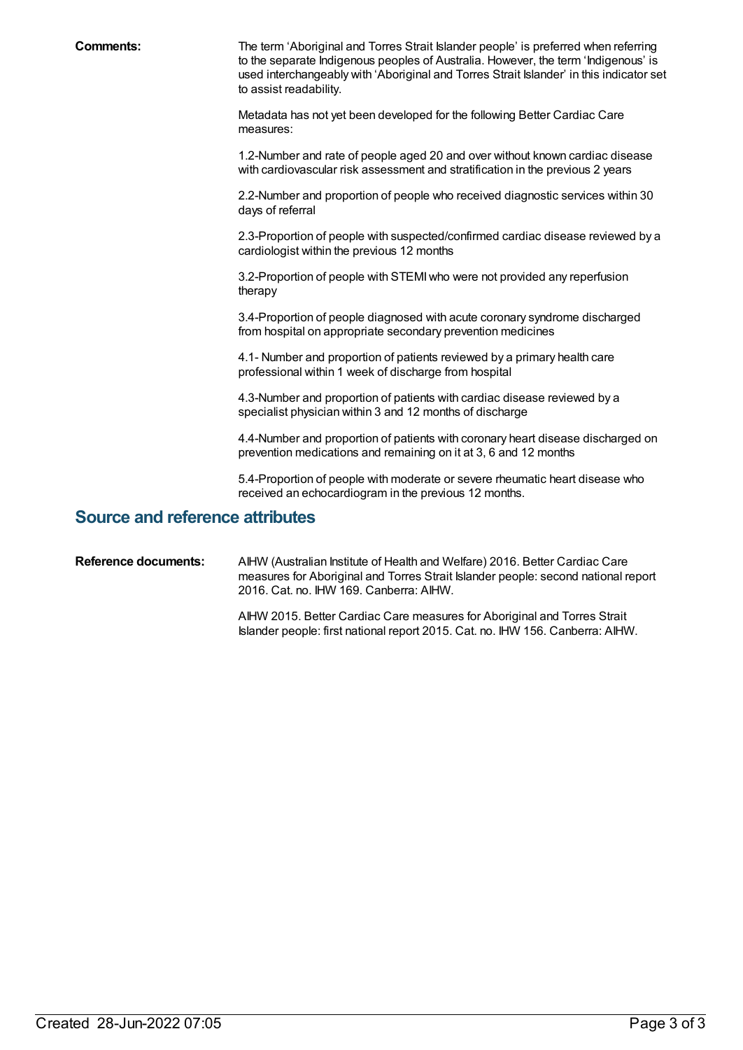**Comments:**

The term 'Aboriginal and Torres Strait Islander people' is preferred when referring to the separate Indigenous peoples of Australia. However, the term 'Indigenous' is used interchangeably with 'Aboriginal and Torres Strait Islander' in this indicator set to assist readability.

Metadata has not yet been developed for the following Better Cardiac Care measures:

1.2-Number and rate of people aged 20 and over without known cardiac disease with cardiovascular risk assessment and stratification in the previous 2 years

2.2-Number and proportion of people who received diagnostic services within 30 days of referral

2.3-Proportion of people with suspected/confirmed cardiac disease reviewed by a cardiologist within the previous 12 months

3.2-Proportion of people with STEMI who were not provided any reperfusion therapy

3.4-Proportion of people diagnosed with acute coronary syndrome discharged from hospital on appropriate secondary prevention medicines

4.1- Number and proportion of patients reviewed by a primary health care professional within 1 week of discharge from hospital

4.3-Number and proportion of patients with cardiac disease reviewed by a specialist physician within 3 and 12 months of discharge

4.4-Number and proportion of patients with coronary heart disease discharged on prevention medications and remaining on it at 3, 6 and 12 months

5.4-Proportion of people with moderate or severe rheumatic heart disease who received an echocardiogram in the previous 12 months.

## Source and reference attributes

**Reference documents:**

AIHW (Australian Institute of Health and Welfare) 2016. Better Cardiac Care measures for Aboriginal and Torres Strait Islander people: second national report 2016. Cat. no. IHW 169. Canberra: AIHW.

AIHW 2015. Better Cardiac Care measures for Aboriginal and Torres Strait Islander people: first national report 2015. Cat. no. IHW 156. Canberra: AIHW.